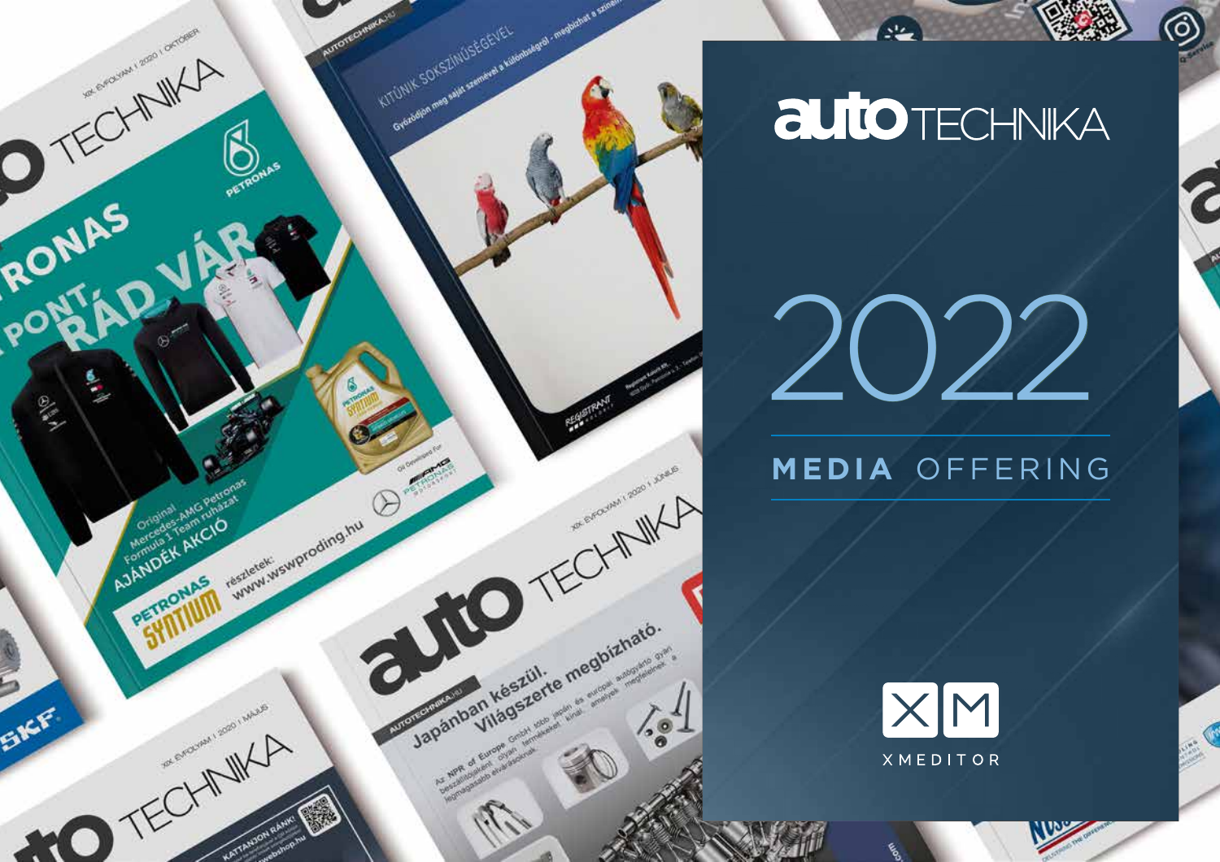# autoTECHNIKA

# 2022

## MEDIA OFFERING

XM

XMEDITOR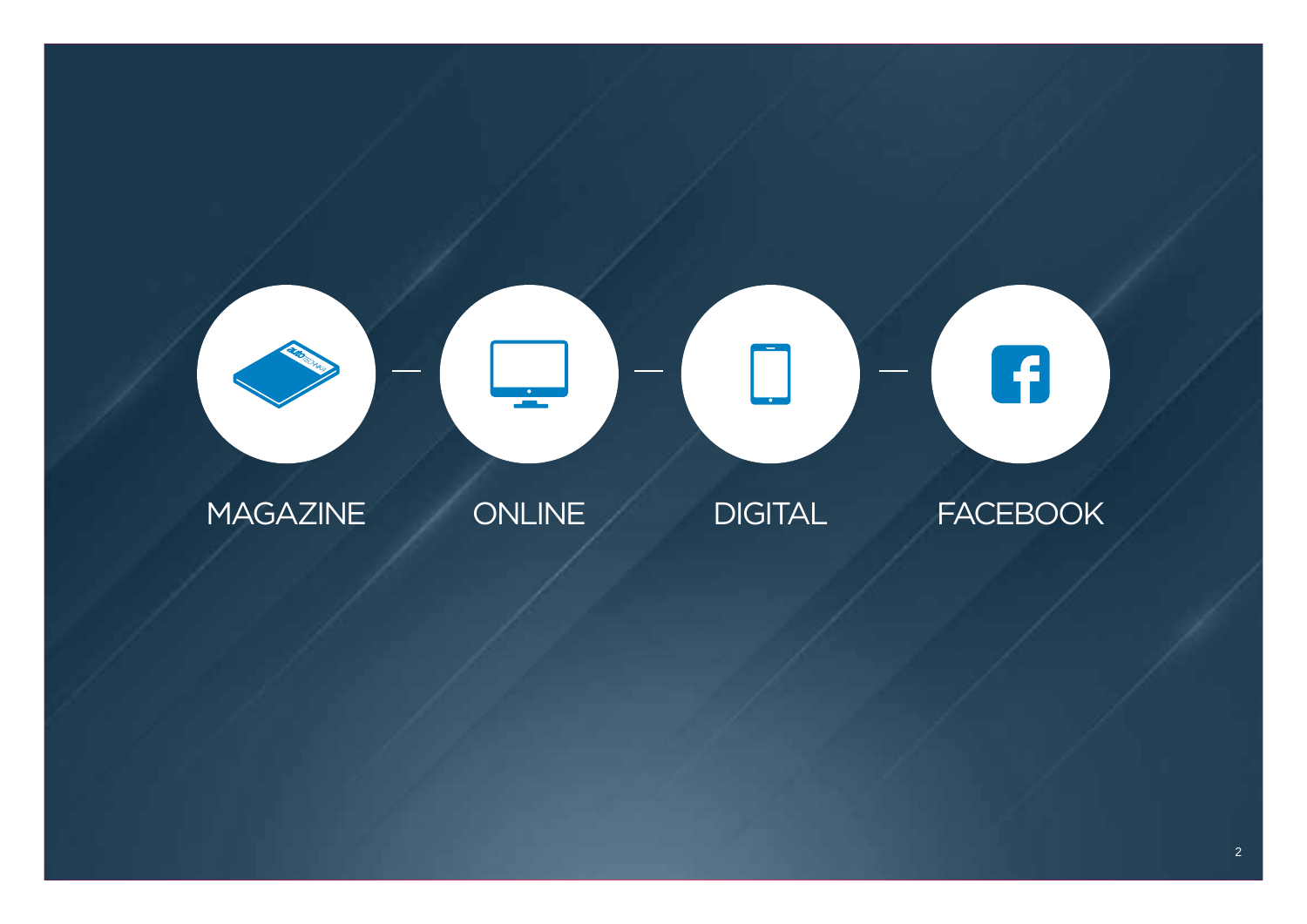MAGAZINE — ONLINE — DIGITAL — FACEBOOK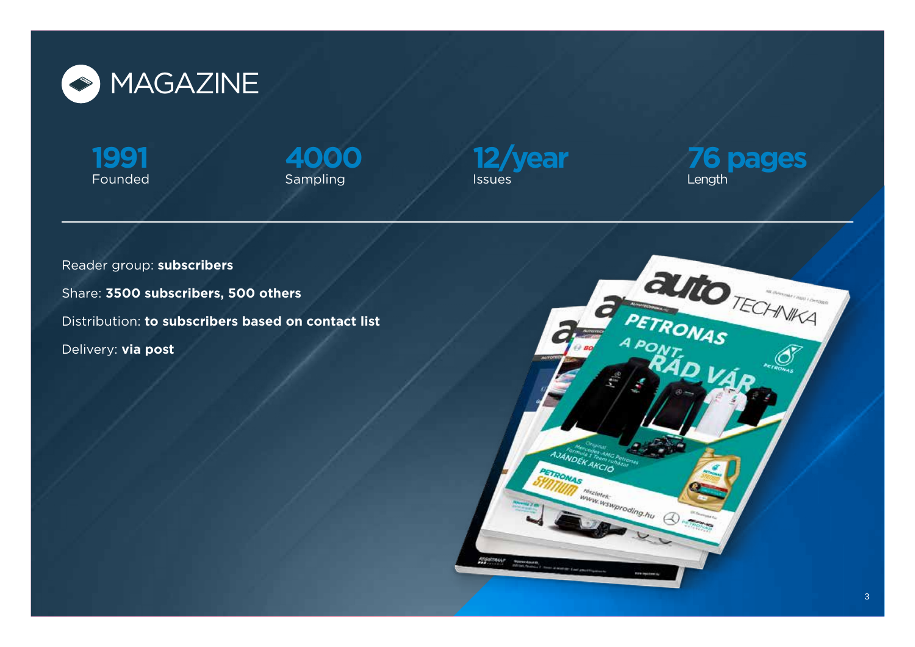# MAGAZINE

**1991**
Founded

**4000**
Sampling

**12/year**
Issues

**76 pages**
Length

---

Reader group: **subscribers**

Share: **3500 subscribers, 500 others**

Distribution: **to subscribers based on contact list**

Delivery: **via post**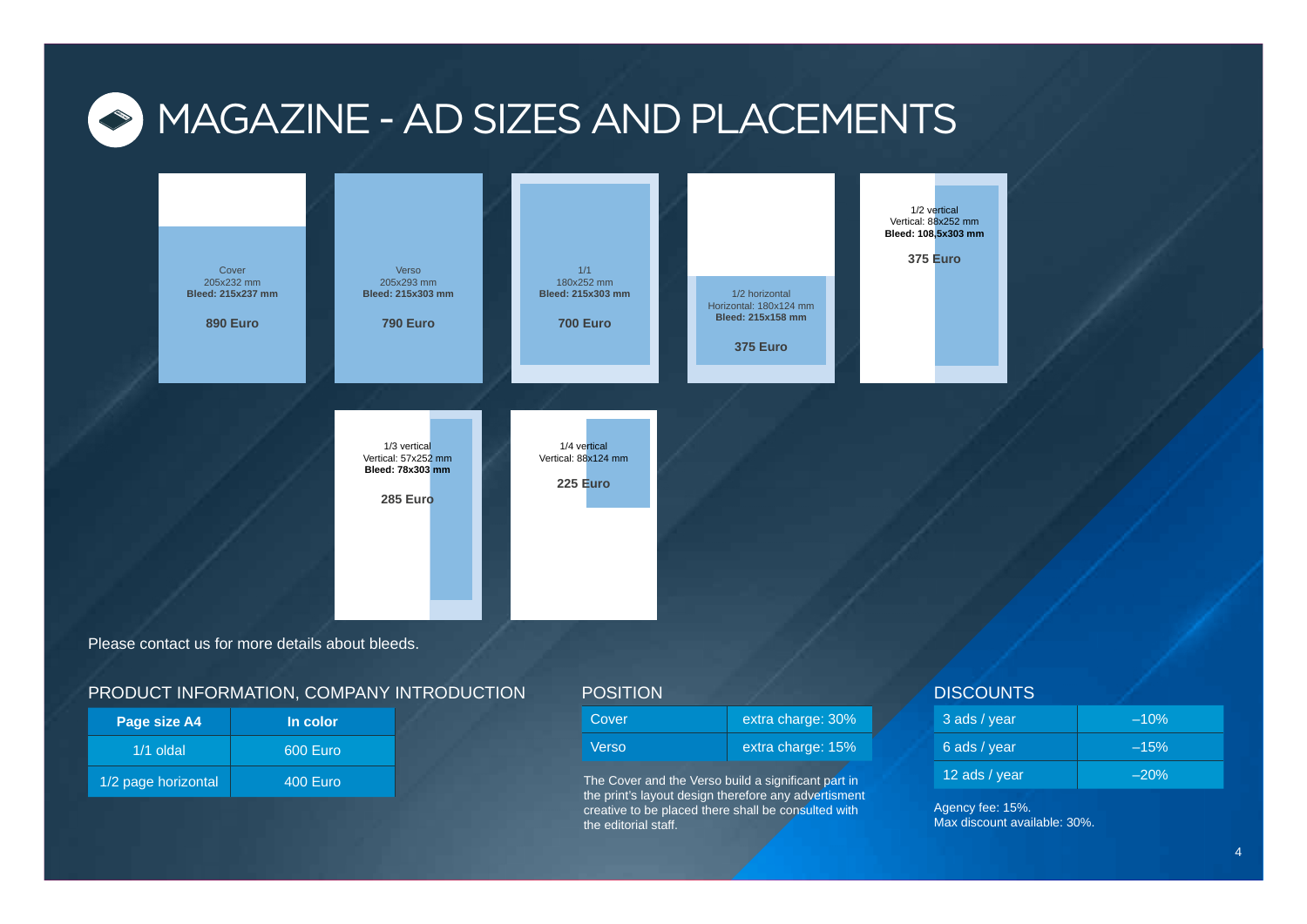# MAGAZINE - AD SIZES AND PLACEMENTS

Cover
205x232 mm
**Bleed: 215x237 mm**

**890 Euro**

Verso
205x293 mm
**Bleed: 215x303 mm**

**790 Euro**

1/1
180x252 mm
**Bleed: 215x303 mm**

**700 Euro**

1/2 horizontal
Horizontal: 180x124 mm
**Bleed: 215x158 mm**

**375 Euro**

1/2 vertical
Vertical: 88x252 mm
**Bleed: 108,5x303 mm**

**375 Euro**

1/3 vertical
Vertical: 57x252 mm
**Bleed: 78x303 mm**

**285 Euro**

1/4 vertical
Vertical: 88x124 mm

**225 Euro**

Please contact us for more details about bleeds.

## PRODUCT INFORMATION, COMPANY INTRODUCTION

| Page size A4 | In color |
|---|---|
| 1/1 oldal | 600 Euro |
| 1/2 page horizontal | 400 Euro |

## POSITION

| Cover | extra charge: 30% |
|---|---|
| Verso | extra charge: 15% |

The Cover and the Verso build a significant part in the print's layout design therefore any advertisment creative to be placed there shall be consulted with the editorial staff.

## DISCOUNTS

| 3 ads / year | –10% |
|---|---|
| 6 ads / year | –15% |
| 12 ads / year | –20% |

Agency fee: 15%.
Max discount available: 30%.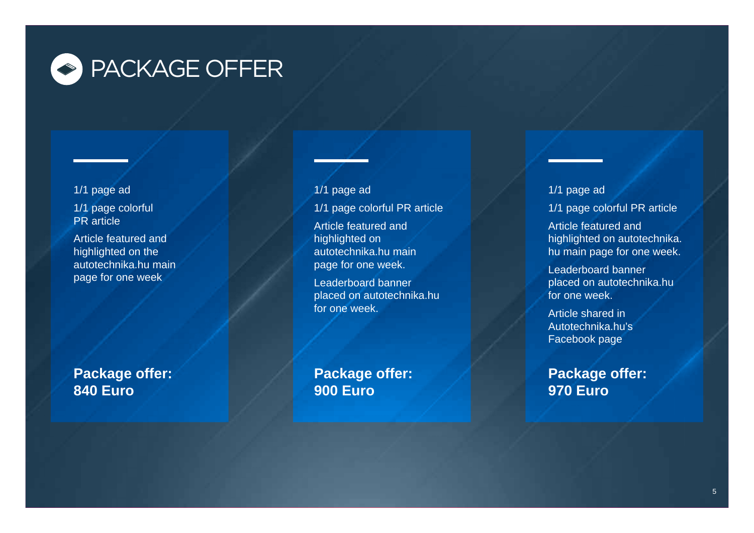# PACKAGE OFFER

1/1 page ad

1/1 page colorful PR article

Article featured and highlighted on the autotechnika.hu main page for one week

**Package offer: 840 Euro**

---

1/1 page ad

1/1 page colorful PR article

Article featured and highlighted on autotechnika.hu main page for one week.

Leaderboard banner placed on autotechnika.hu for one week.

**Package offer: 900 Euro**

---

1/1 page ad

1/1 page colorful PR article

Article featured and highlighted on autotechnika.hu main page for one week.

Leaderboard banner placed on autotechnika.hu for one week.

Article shared in Autotechnika.hu's Facebook page

**Package offer: 970 Euro**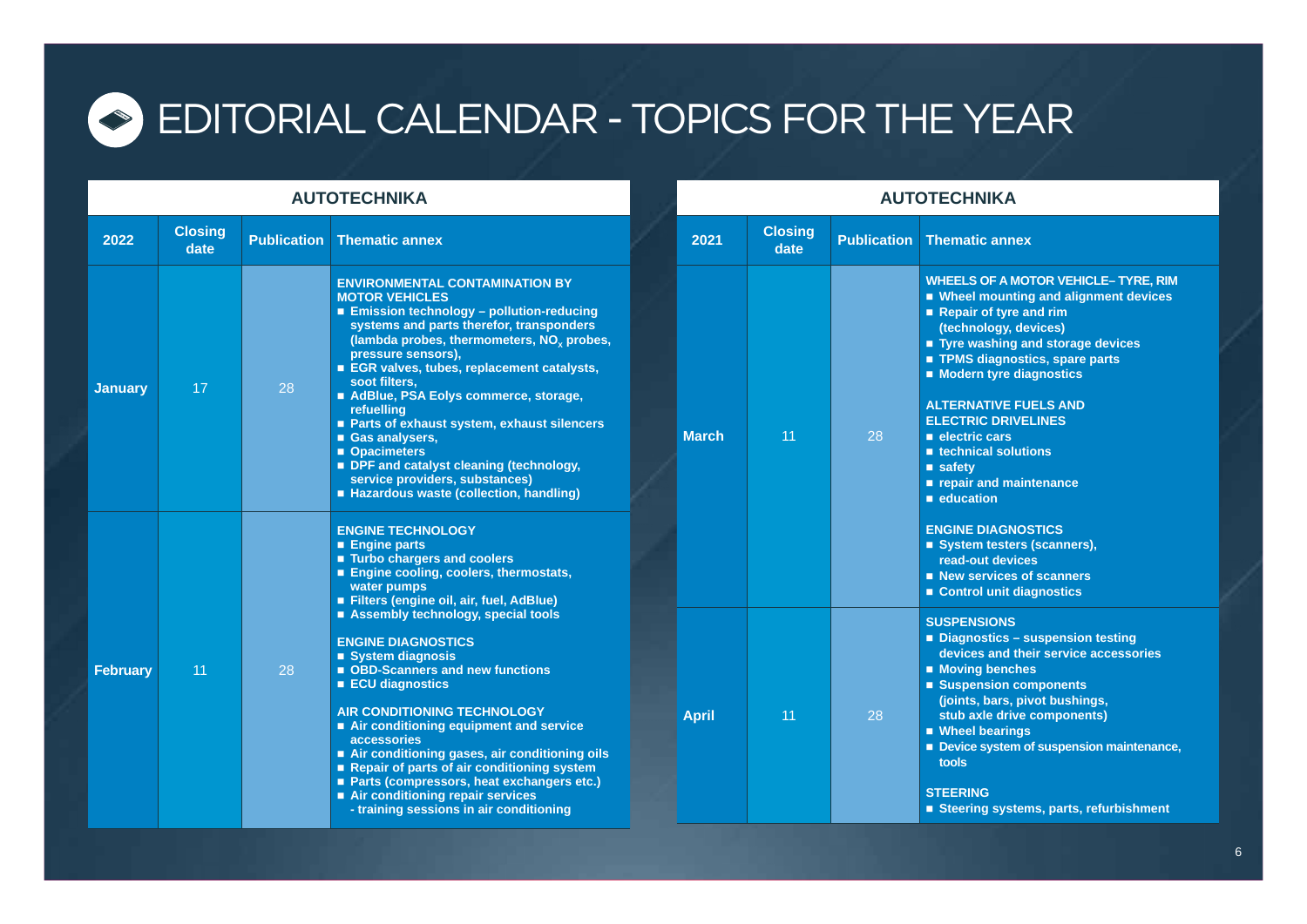# EDITORIAL CALENDAR - TOPICS FOR THE YEAR

**AUTOTECHNIKA**

| 2022 | Closing date | Publication | Thematic annex |
|---|---|---|---|
| **January** | 17 | 28 | **ENVIRONMENTAL CONTAMINATION BY MOTOR VEHICLES**<br>■ Emission technology – pollution-reducing systems and parts therefor, transponders (lambda probes, thermometers, $NO_x$ probes, pressure sensors),<br>■ EGR valves, tubes, replacement catalysts, soot filters,<br>■ AdBlue, PSA Eolys commerce, storage, refuelling<br>■ Parts of exhaust system, exhaust silencers<br>■ Gas analysers,<br>■ Opacimeters<br>■ DPF and catalyst cleaning (technology, service providers, substances)<br>■ Hazardous waste (collection, handling) |
| **February** | 11 | 28 | **ENGINE TECHNOLOGY**<br>■ Engine parts<br>■ Turbo chargers and coolers<br>■ Engine cooling, coolers, thermostats, water pumps<br>■ Filters (engine oil, air, fuel, AdBlue)<br>■ Assembly technology, special tools<br><br>**ENGINE DIAGNOSTICS**<br>■ System diagnosis<br>■ OBD-Scanners and new functions<br>■ ECU diagnostics<br><br>**AIR CONDITIONING TECHNOLOGY**<br>■ Air conditioning equipment and service accessories<br>■ Air conditioning gases, air conditioning oils<br>■ Repair of parts of air conditioning system<br>■ Parts (compressors, heat exchangers etc.)<br>■ Air conditioning repair services - training sessions in air conditioning |

**AUTOTECHNIKA**

| 2021 | Closing date | Publication | Thematic annex |
|---|---|---|---|
| **March** | 11 | 28 | **WHEELS OF A MOTOR VEHICLE– TYRE, RIM**<br>■ Wheel mounting and alignment devices<br>■ Repair of tyre and rim (technology, devices)<br>■ Tyre washing and storage devices<br>■ TPMS diagnostics, spare parts<br>■ Modern tyre diagnostics<br><br>**ALTERNATIVE FUELS AND ELECTRIC DRIVELINES**<br>■ electric cars<br>■ technical solutions<br>■ safety<br>■ repair and maintenance<br>■ education<br><br>**ENGINE DIAGNOSTICS**<br>■ System testers (scanners), read-out devices<br>■ New services of scanners<br>■ Control unit diagnostics |
| **April** | 11 | 28 | **SUSPENSIONS**<br>■ Diagnostics – suspension testing devices and their service accessories<br>■ Moving benches<br>■ Suspension components (joints, bars, pivot bushings, stub axle drive components)<br>■ Wheel bearings<br>■ Device system of suspension maintenance, tools<br><br>**STEERING**<br>■ Steering systems, parts, refurbishment |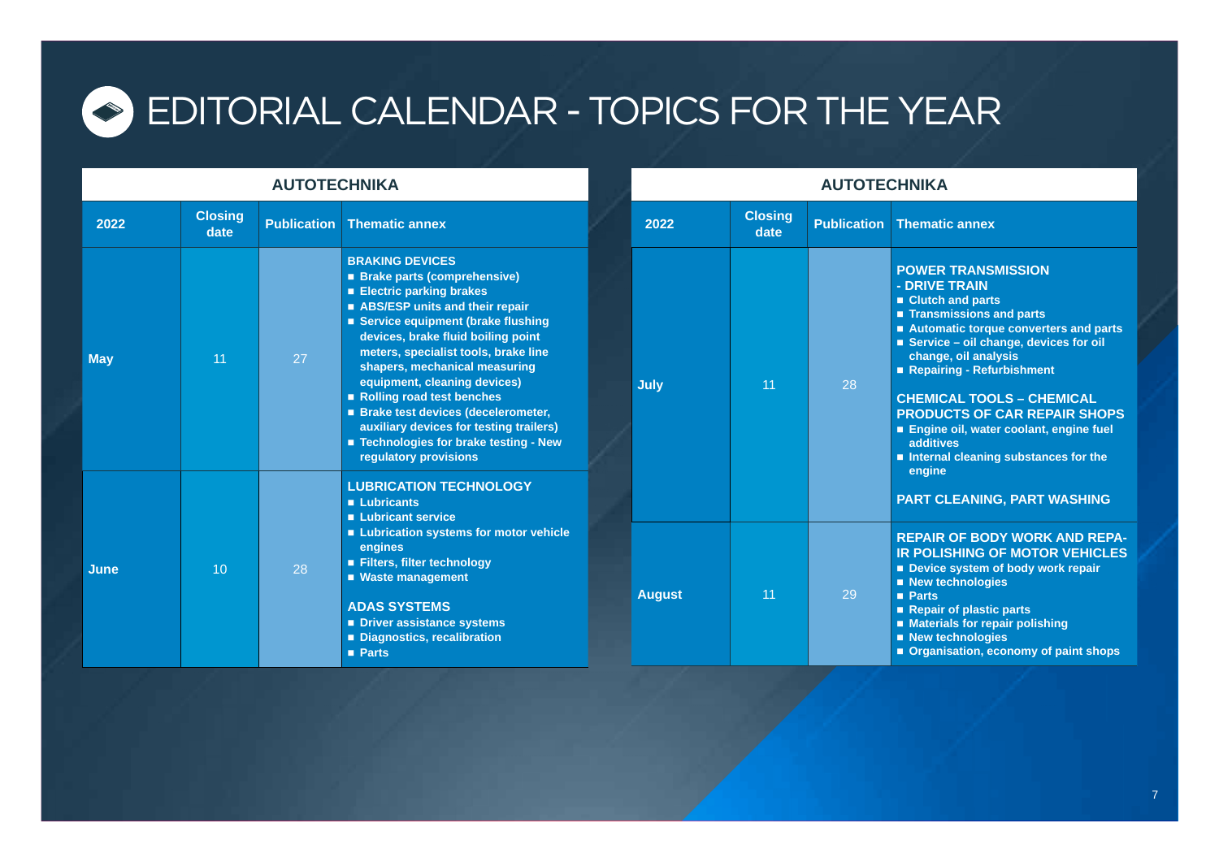# EDITORIAL CALENDAR - TOPICS FOR THE YEAR

## AUTOTECHNIKA

| 2022 | Closing date | Publication | Thematic annex |
|---|---|---|---|
| **May** | 11 | 27 | **BRAKING DEVICES**<br>■ Brake parts (comprehensive)<br>■ Electric parking brakes<br>■ ABS/ESP units and their repair<br>■ Service equipment (brake flushing devices, brake fluid boiling point meters, specialist tools, brake line shapers, mechanical measuring equipment, cleaning devices)<br>■ Rolling road test benches<br>■ Brake test devices (decelerometer, auxiliary devices for testing trailers)<br>■ Technologies for brake testing - New regulatory provisions |
| **June** | 10 | 28 | **LUBRICATION TECHNOLOGY**<br>■ Lubricants<br>■ Lubricant service<br>■ Lubrication systems for motor vehicle engines<br>■ Filters, filter technology<br>■ Waste management<br><br>**ADAS SYSTEMS**<br>■ Driver assistance systems<br>■ Diagnostics, recalibration<br>■ Parts |

## AUTOTECHNIKA

| 2022 | Closing date | Publication | Thematic annex |
|---|---|---|---|
| **July** | 11 | 28 | **POWER TRANSMISSION - DRIVE TRAIN**<br>■ Clutch and parts<br>■ Transmissions and parts<br>■ Automatic torque converters and parts<br>■ Service – oil change, devices for oil change, oil analysis<br>■ Repairing - Refurbishment<br><br>**CHEMICAL TOOLS – CHEMICAL PRODUCTS OF CAR REPAIR SHOPS**<br>■ Engine oil, water coolant, engine fuel additives<br>■ Internal cleaning substances for the engine<br><br>**PART CLEANING, PART WASHING** |
| **August** | 11 | 29 | **REPAIR OF BODY WORK AND REPAIR POLISHING OF MOTOR VEHICLES**<br>■ Device system of body work repair<br>■ New technologies<br>■ Parts<br>■ Repair of plastic parts<br>■ Materials for repair polishing<br>■ New technologies<br>■ Organisation, economy of paint shops |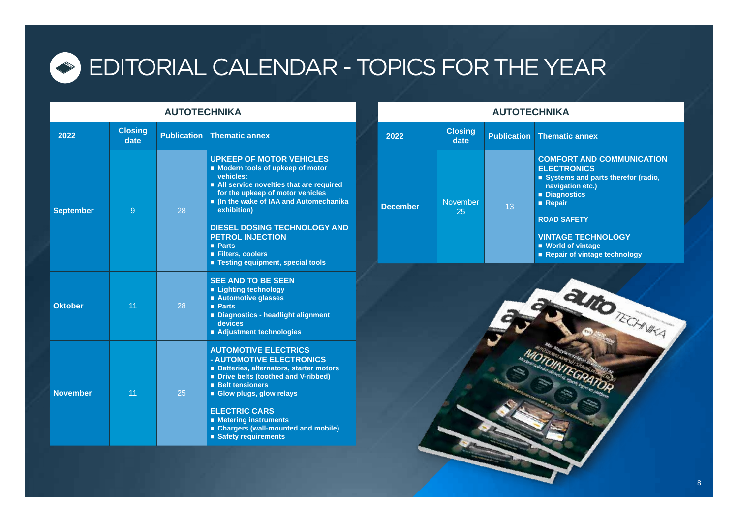# EDITORIAL CALENDAR - TOPICS FOR THE YEAR

| AUTOTECHNIKA | | | |
|---|---|---|---|
| **2022** | **Closing date** | **Publication** | **Thematic annex** |
| **September** | 9 | 28 | **UPKEEP OF MOTOR VEHICLES**<br>■ Modern tools of upkeep of motor vehicles:<br>■ All service novelties that are required for the upkeep of motor vehicles<br>■ (In the wake of IAA and Automechanika exhibition)<br><br>**DIESEL DOSING TECHNOLOGY AND PETROL INJECTION**<br>■ Parts<br>■ Filters, coolers<br>■ Testing equipment, special tools |
| **Oktober** | 11 | 28 | **SEE AND TO BE SEEN**<br>■ Lighting technology<br>■ Automotive glasses<br>■ Parts<br>■ Diagnostics - headlight alignment devices<br>■ Adjustment technologies |
| **November** | 11 | 25 | **AUTOMOTIVE ELECTRICS - AUTOMOTIVE ELECTRONICS**<br>■ Batteries, alternators, starter motors<br>■ Drive belts (toothed and V-ribbed)<br>■ Belt tensioners<br>■ Glow plugs, glow relays<br><br>**ELECTRIC CARS**<br>■ Metering instruments<br>■ Chargers (wall-mounted and mobile)<br>■ Safety requirements |

| AUTOTECHNIKA | | | |
|---|---|---|---|
| **2022** | **Closing date** | **Publication** | **Thematic annex** |
| **December** | November 25 | 13 | **COMFORT AND COMMUNICATION ELECTRONICS**<br>■ Systems and parts therefor (radio, navigation etc.)<br>■ Diagnostics<br>■ Repair<br><br>**ROAD SAFETY**<br><br>**VINTAGE TECHNOLOGY**<br>■ World of vintage<br>■ Repair of vintage technology |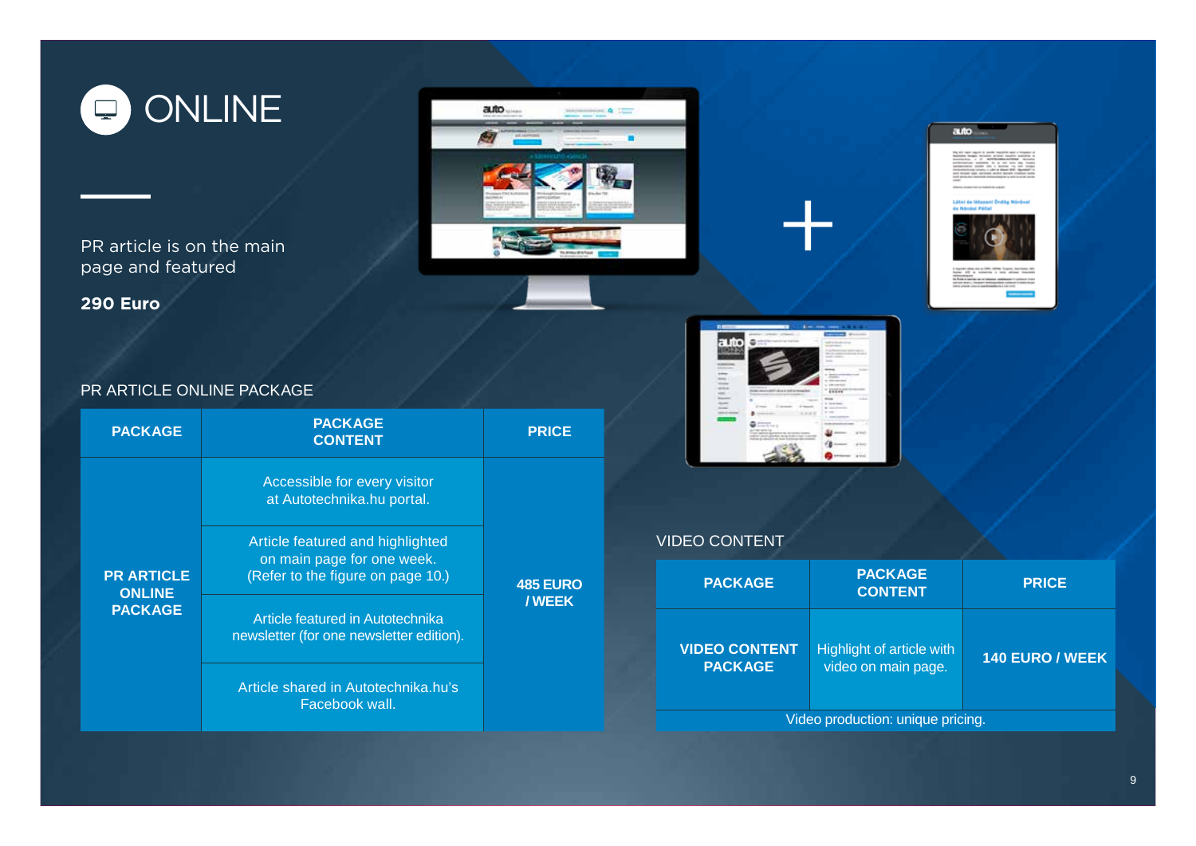# ONLINE

PR article is on the main page and featured

**290 Euro**

## PR ARTICLE ONLINE PACKAGE

| PACKAGE | PACKAGE CONTENT | PRICE |
|---|---|---|
| **PR ARTICLE ONLINE PACKAGE** | Accessible for every visitor at Autotechnika.hu portal. | **485 EURO / WEEK** |
| | Article featured and highlighted on main page for one week. (Refer to the figure on page 10.) | |
| | Article featured in Autotechnika newsletter (for one newsletter edition). | |
| | Article shared in Autotechnika.hu's Facebook wall. | |

## VIDEO CONTENT

| PACKAGE | PACKAGE CONTENT | PRICE |
|---|---|---|
| **VIDEO CONTENT PACKAGE** | Highlight of article with video on main page. | **140 EURO / WEEK** |
| Video production: unique pricing. | | |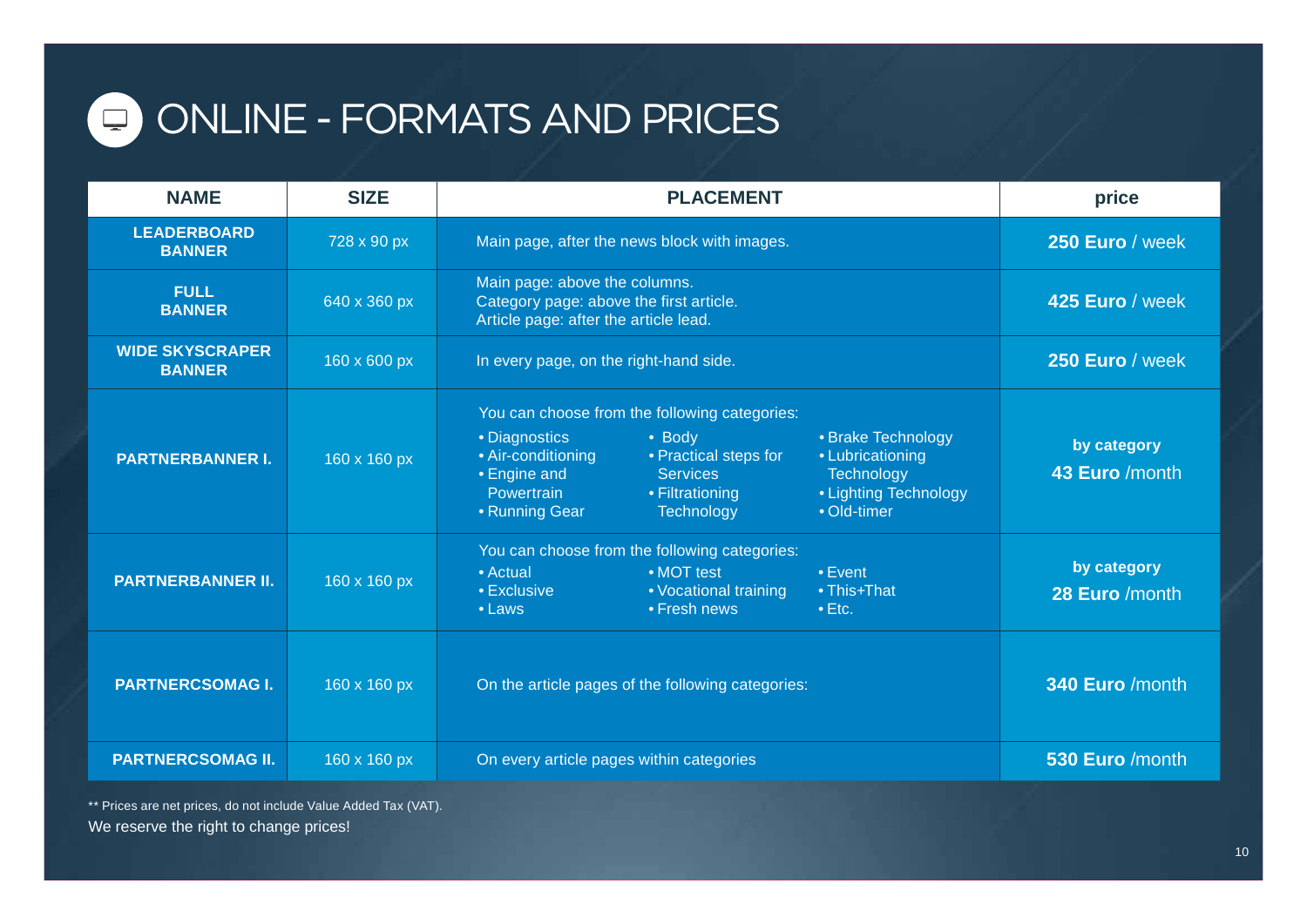# ONLINE - FORMATS AND PRICES

| NAME | SIZE | PLACEMENT | price |
|---|---|---|---|
| **LEADERBOARD BANNER** | 728 x 90 px | Main page, after the news block with images. | **250 Euro** / week |
| **FULL BANNER** | 640 x 360 px | Main page: above the columns.<br>Category page: above the first article.<br>Article page: after the article lead. | **425 Euro** / week |
| **WIDE SKYSCRAPER BANNER** | 160 x 600 px | In every page, on the right-hand side. | **250 Euro** / week |
| **PARTNERBANNER I.** | 160 x 160 px | You can choose from the following categories:<br>• Diagnostics<br>• Air-conditioning<br>• Engine and Powertrain<br>• Running Gear<br>• Body<br>• Practical steps for Services<br>• Filtrationing Technology<br>• Brake Technology<br>• Lubricationing Technology<br>• Lighting Technology<br>• Old-timer | **by category**<br>**43 Euro** /month |
| **PARTNERBANNER II.** | 160 x 160 px | You can choose from the following categories:<br>• Actual<br>• Exclusive<br>• Laws<br>• MOT test<br>• Vocational training<br>• Fresh news<br>• Event<br>• This+That<br>• Etc. | **by category**<br>**28 Euro** /month |
| **PARTNERCSOMAG I.** | 160 x 160 px | On the article pages of the following categories: | **340 Euro** /month |
| **PARTNERCSOMAG II.** | 160 x 160 px | On every article pages within categories | **530 Euro** /month |

** Prices are net prices, do not include Value Added Tax (VAT).

We reserve the right to change prices!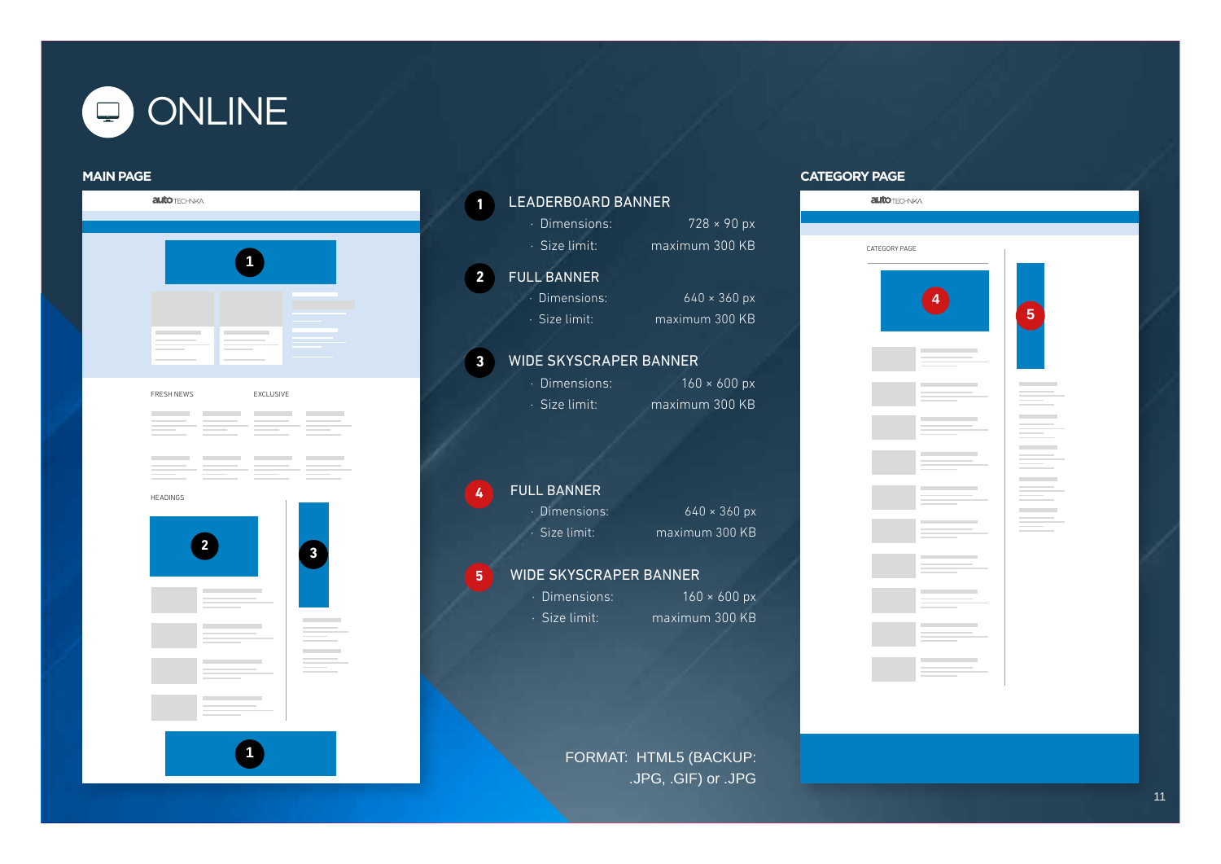# ONLINE

## MAIN PAGE

## CATEGORY PAGE

### 1 LEADERBOARD BANNER

- Dimensions: 728 × 90 px
- Size limit: maximum 300 KB

### 2 FULL BANNER

- Dimensions: 640 × 360 px
- Size limit: maximum 300 KB

### 3 WIDE SKYSCRAPER BANNER

- Dimensions: 160 × 600 px
- Size limit: maximum 300 KB

### 4 FULL BANNER

- Dimensions: 640 × 360 px
- Size limit: maximum 300 KB

### 5 WIDE SKYSCRAPER BANNER

- Dimensions: 160 × 600 px
- Size limit: maximum 300 KB

FORMAT: HTML5 (BACKUP: .JPG, .GIF) or .JPG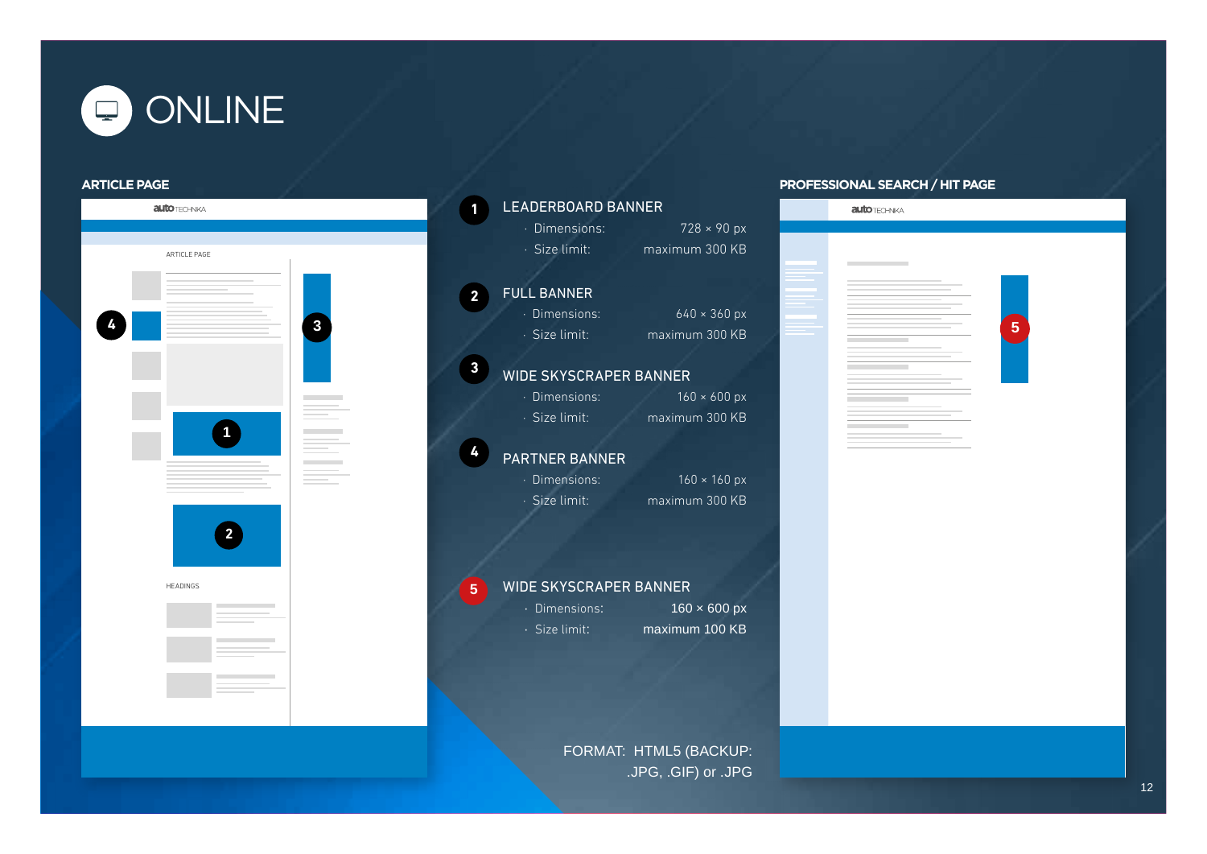# ONLINE

## ARTICLE PAGE

## PROFESSIONAL SEARCH / HIT PAGE

**1 LEADERBOARD BANNER**

- Dimensions: 728 × 90 px
- Size limit: maximum 300 KB

**2 FULL BANNER**

- Dimensions: 640 × 360 px
- Size limit: maximum 300 KB

**3 WIDE SKYSCRAPER BANNER**

- Dimensions: 160 × 600 px
- Size limit: maximum 300 KB

**4 PARTNER BANNER**

- Dimensions: 160 × 160 px
- Size limit: maximum 300 KB

**5 WIDE SKYSCRAPER BANNER**

- Dimensions: 160 × 600 px
- Size limit: maximum 100 KB

FORMAT: HTML5 (BACKUP: .JPG, .GIF) or .JPG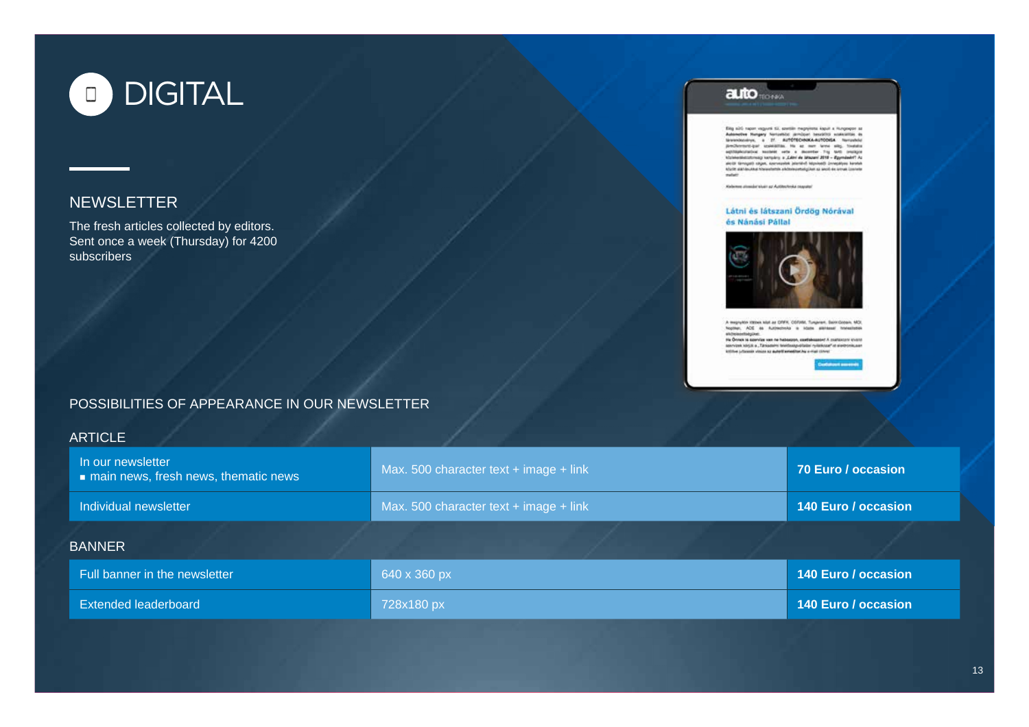# DIGITAL

## NEWSLETTER

The fresh articles collected by editors.
Sent once a week (Thursday) for 4200 subscribers

## POSSIBILITIES OF APPEARANCE IN OUR NEWSLETTER

### ARTICLE

| | | |
|---|---|---|
| In our newsletter<br>▪ main news, fresh news, thematic news | Max. 500 character text + image + link | **70 Euro / occasion** |
| Individual newsletter | Max. 500 character text + image + link | **140 Euro / occasion** |

### BANNER

| | | |
|---|---|---|
| Full banner in the newsletter | 640 x 360 px | **140 Euro / occasion** |
| Extended leaderboard | 728x180 px | **140 Euro / occasion** |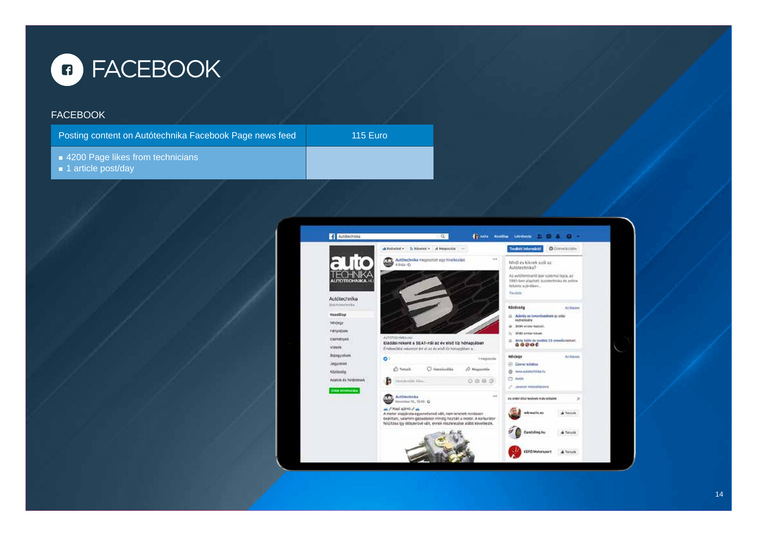# FACEBOOK

FACEBOOK

| Posting content on Autótechnika Facebook Page news feed | 115 Euro |
| --- | --- |
| ■ 4200 Page likes from technicians<br>■ 1 article post/day | |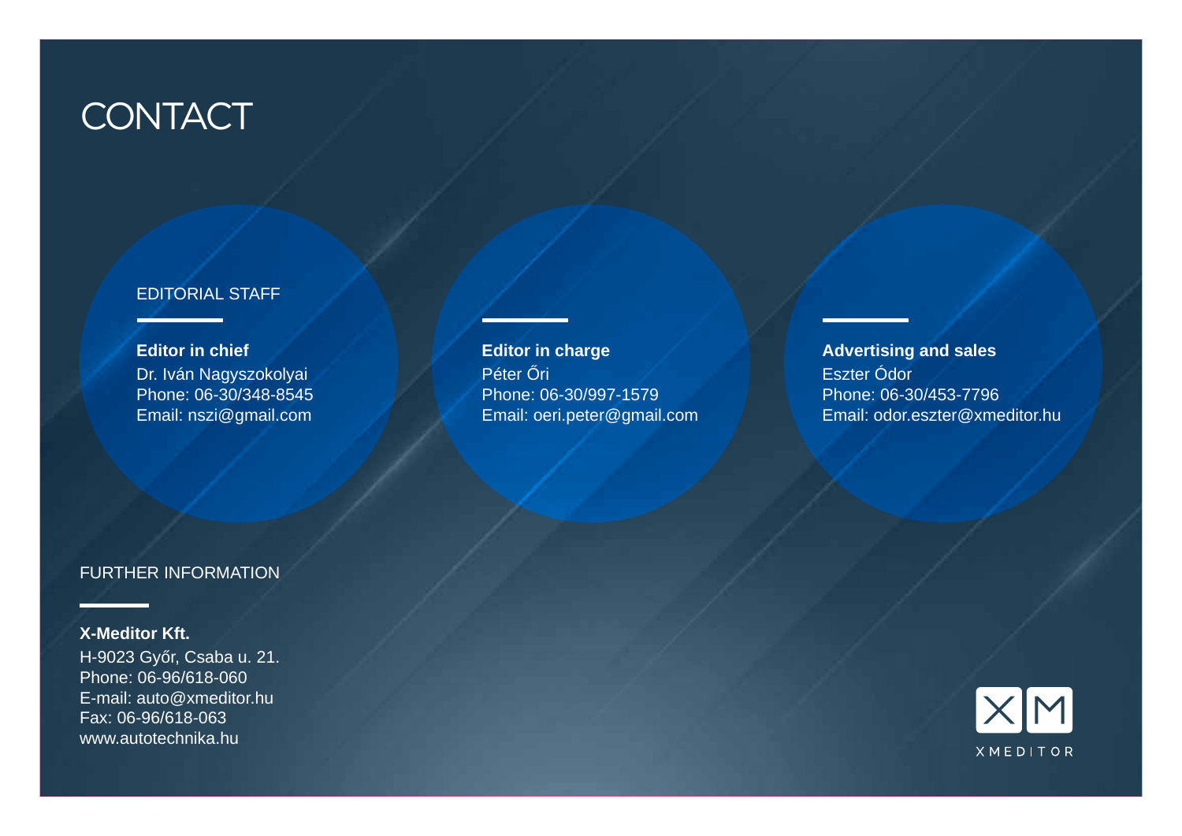# CONTACT

## EDITORIAL STAFF

**Editor in chief**
Dr. Iván Nagyszokolyai
Phone: 06-30/348-8545
Email: nszi@gmail.com

**Editor in charge**
Péter Őri
Phone: 06-30/997-1579
Email: oeri.peter@gmail.com

**Advertising and sales**
Eszter Ódor
Phone: 06-30/453-7796
Email: odor.eszter@xmeditor.hu

## FURTHER INFORMATION

**X-Meditor Kft.**
H-9023 Győr, Csaba u. 21.
Phone: 06-96/618-060
E-mail: auto@xmeditor.hu
Fax: 06-96/618-063
www.autotechnika.hu

XM
XMEDITOR